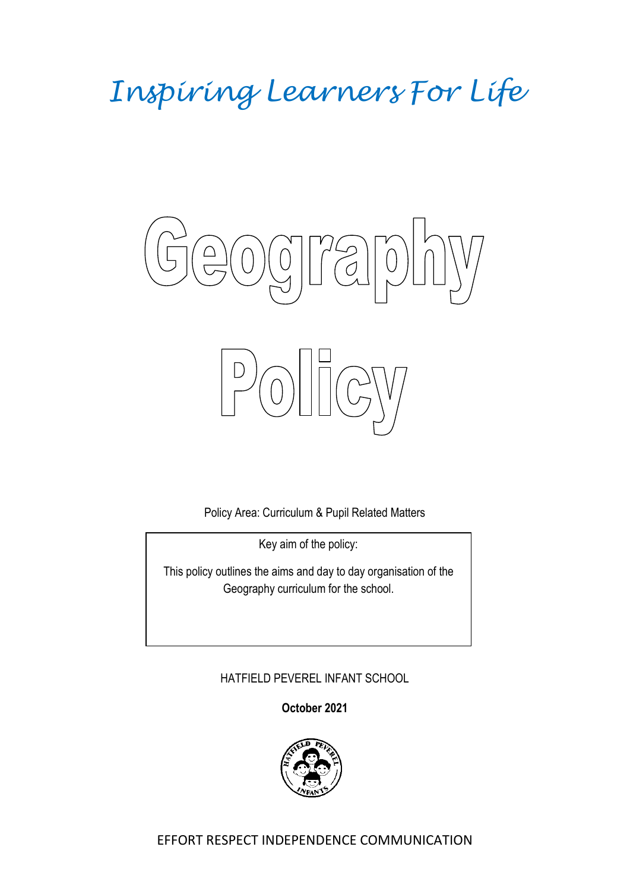*Inspiring Learners For Life*

# Geography Policy

Policy Area: Curriculum & Pupil Related Matters

| Key aim of the policy: |
| --- |
| This policy outlines the aims and day to day organisation of the Geography curriculum for the school. |

HATFIELD PEVEREL INFANT SCHOOL

**October 2021**

EFFORT RESPECT INDEPENDENCE COMMUNICATION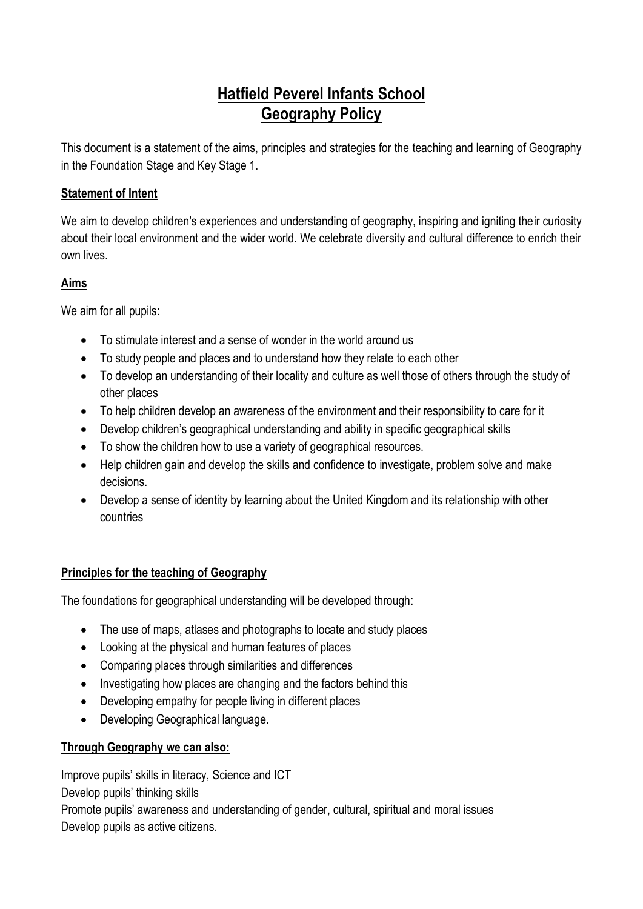# Hatfield Peverel Infants School
# Geography Policy

This document is a statement of the aims, principles and strategies for the teaching and learning of Geography in the Foundation Stage and Key Stage 1.

## Statement of Intent

We aim to develop children's experiences and understanding of geography, inspiring and igniting their curiosity about their local environment and the wider world. We celebrate diversity and cultural difference to enrich their own lives.

## Aims

We aim for all pupils:

- To stimulate interest and a sense of wonder in the world around us
- To study people and places and to understand how they relate to each other
- To develop an understanding of their locality and culture as well those of others through the study of other places
- To help children develop an awareness of the environment and their responsibility to care for it
- Develop children's geographical understanding and ability in specific geographical skills
- To show the children how to use a variety of geographical resources.
- Help children gain and develop the skills and confidence to investigate, problem solve and make decisions.
- Develop a sense of identity by learning about the United Kingdom and its relationship with other countries

## Principles for the teaching of Geography

The foundations for geographical understanding will be developed through:

- The use of maps, atlases and photographs to locate and study places
- Looking at the physical and human features of places
- Comparing places through similarities and differences
- Investigating how places are changing and the factors behind this
- Developing empathy for people living in different places
- Developing Geographical language.

## Through Geography we can also:

Improve pupils' skills in literacy, Science and ICT
Develop pupils' thinking skills
Promote pupils' awareness and understanding of gender, cultural, spiritual and moral issues
Develop pupils as active citizens.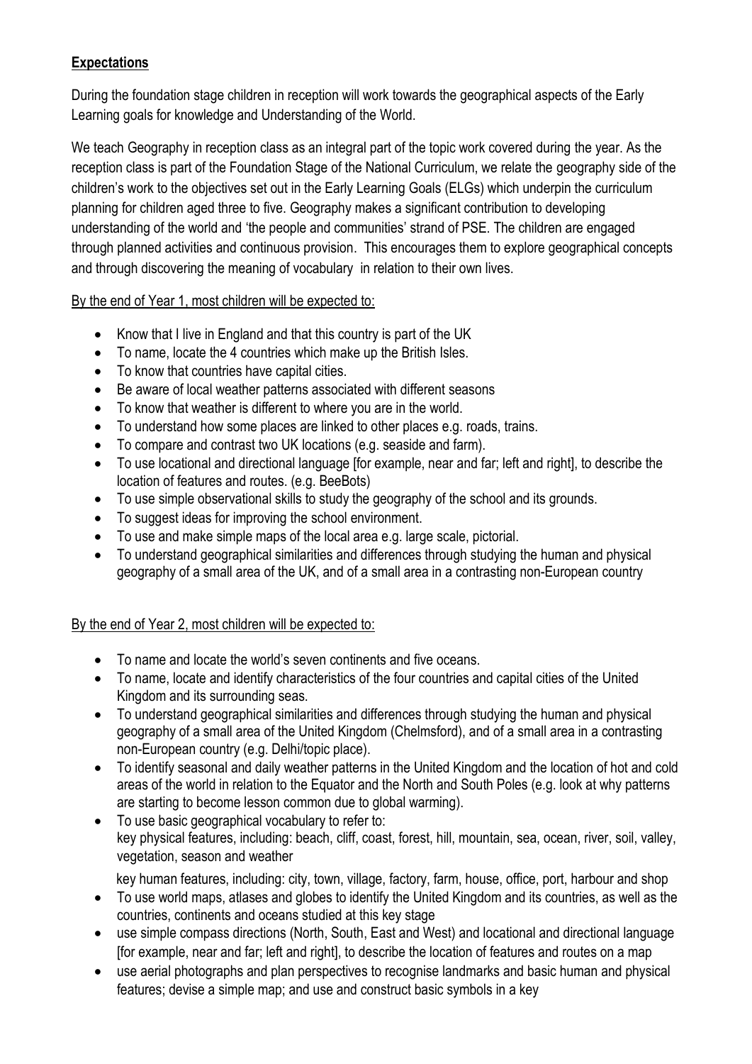## **Expectations**

During the foundation stage children in reception will work towards the geographical aspects of the Early Learning goals for knowledge and Understanding of the World.

We teach Geography in reception class as an integral part of the topic work covered during the year. As the reception class is part of the Foundation Stage of the National Curriculum, we relate the geography side of the children's work to the objectives set out in the Early Learning Goals (ELGs) which underpin the curriculum planning for children aged three to five. Geography makes a significant contribution to developing understanding of the world and 'the people and communities' strand of PSE. The children are engaged through planned activities and continuous provision. This encourages them to explore geographical concepts and through discovering the meaning of vocabulary in relation to their own lives.

By the end of Year 1, most children will be expected to:

- Know that I live in England and that this country is part of the UK
- To name, locate the 4 countries which make up the British Isles.
- To know that countries have capital cities.
- Be aware of local weather patterns associated with different seasons
- To know that weather is different to where you are in the world.
- To understand how some places are linked to other places e.g. roads, trains.
- To compare and contrast two UK locations (e.g. seaside and farm).
- To use locational and directional language [for example, near and far; left and right], to describe the location of features and routes. (e.g. BeeBots)
- To use simple observational skills to study the geography of the school and its grounds.
- To suggest ideas for improving the school environment.
- To use and make simple maps of the local area e.g. large scale, pictorial.
- To understand geographical similarities and differences through studying the human and physical geography of a small area of the UK, and of a small area in a contrasting non-European country

By the end of Year 2, most children will be expected to:

- To name and locate the world's seven continents and five oceans.
- To name, locate and identify characteristics of the four countries and capital cities of the United Kingdom and its surrounding seas.
- To understand geographical similarities and differences through studying the human and physical geography of a small area of the United Kingdom (Chelmsford), and of a small area in a contrasting non-European country (e.g. Delhi/topic place).
- To identify seasonal and daily weather patterns in the United Kingdom and the location of hot and cold areas of the world in relation to the Equator and the North and South Poles (e.g. look at why patterns are starting to become lesson common due to global warming).
- To use basic geographical vocabulary to refer to:
  key physical features, including: beach, cliff, coast, forest, hill, mountain, sea, ocean, river, soil, valley, vegetation, season and weather

  key human features, including: city, town, village, factory, farm, house, office, port, harbour and shop
- To use world maps, atlases and globes to identify the United Kingdom and its countries, as well as the countries, continents and oceans studied at this key stage
- use simple compass directions (North, South, East and West) and locational and directional language [for example, near and far; left and right], to describe the location of features and routes on a map
- use aerial photographs and plan perspectives to recognise landmarks and basic human and physical features; devise a simple map; and use and construct basic symbols in a key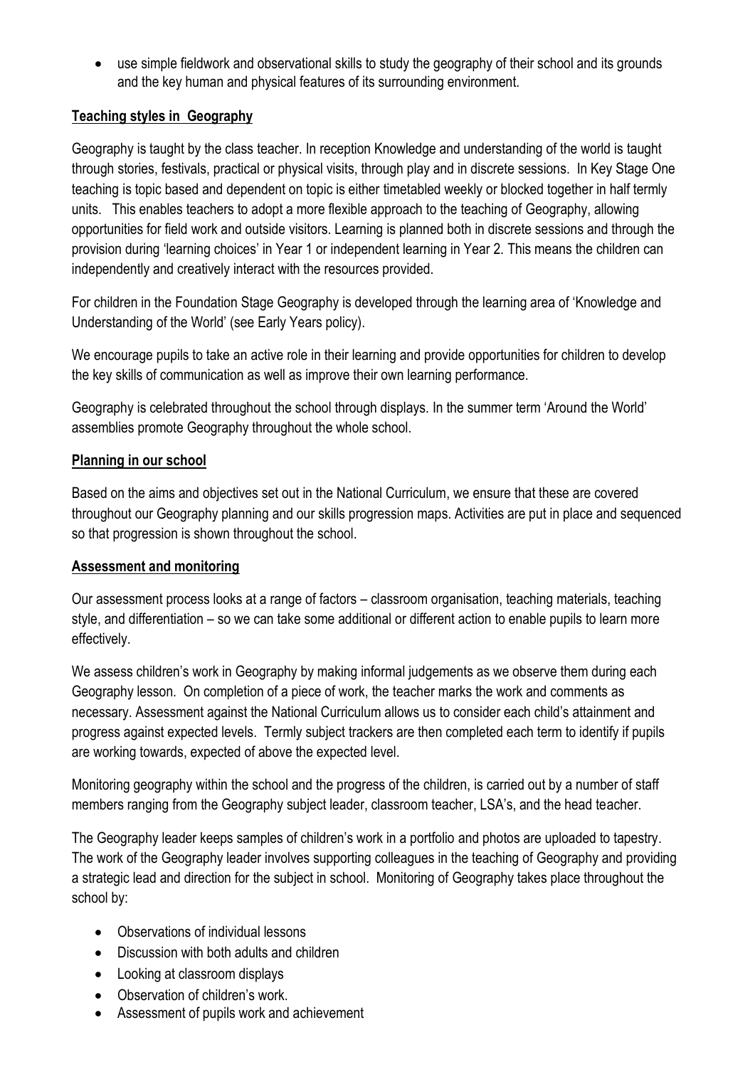- use simple fieldwork and observational skills to study the geography of their school and its grounds and the key human and physical features of its surrounding environment.

## Teaching styles in Geography

Geography is taught by the class teacher. In reception Knowledge and understanding of the world is taught through stories, festivals, practical or physical visits, through play and in discrete sessions. In Key Stage One teaching is topic based and dependent on topic is either timetabled weekly or blocked together in half termly units. This enables teachers to adopt a more flexible approach to the teaching of Geography, allowing opportunities for field work and outside visitors. Learning is planned both in discrete sessions and through the provision during 'learning choices' in Year 1 or independent learning in Year 2. This means the children can independently and creatively interact with the resources provided.

For children in the Foundation Stage Geography is developed through the learning area of 'Knowledge and Understanding of the World' (see Early Years policy).

We encourage pupils to take an active role in their learning and provide opportunities for children to develop the key skills of communication as well as improve their own learning performance.

Geography is celebrated throughout the school through displays. In the summer term 'Around the World' assemblies promote Geography throughout the whole school.

## Planning in our school

Based on the aims and objectives set out in the National Curriculum, we ensure that these are covered throughout our Geography planning and our skills progression maps. Activities are put in place and sequenced so that progression is shown throughout the school.

## Assessment and monitoring

Our assessment process looks at a range of factors – classroom organisation, teaching materials, teaching style, and differentiation – so we can take some additional or different action to enable pupils to learn more effectively.

We assess children's work in Geography by making informal judgements as we observe them during each Geography lesson. On completion of a piece of work, the teacher marks the work and comments as necessary. Assessment against the National Curriculum allows us to consider each child's attainment and progress against expected levels. Termly subject trackers are then completed each term to identify if pupils are working towards, expected of above the expected level.

Monitoring geography within the school and the progress of the children, is carried out by a number of staff members ranging from the Geography subject leader, classroom teacher, LSA's, and the head teacher.

The Geography leader keeps samples of children's work in a portfolio and photos are uploaded to tapestry. The work of the Geography leader involves supporting colleagues in the teaching of Geography and providing a strategic lead and direction for the subject in school. Monitoring of Geography takes place throughout the school by:

- Observations of individual lessons
- Discussion with both adults and children
- Looking at classroom displays
- Observation of children's work.
- Assessment of pupils work and achievement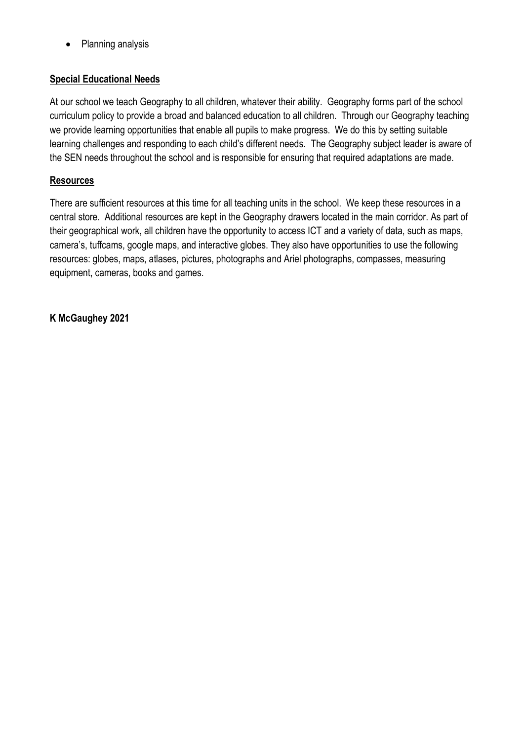- Planning analysis

## Special Educational Needs

At our school we teach Geography to all children, whatever their ability. Geography forms part of the school curriculum policy to provide a broad and balanced education to all children. Through our Geography teaching we provide learning opportunities that enable all pupils to make progress. We do this by setting suitable learning challenges and responding to each child's different needs. The Geography subject leader is aware of the SEN needs throughout the school and is responsible for ensuring that required adaptations are made.

## Resources

There are sufficient resources at this time for all teaching units in the school. We keep these resources in a central store. Additional resources are kept in the Geography drawers located in the main corridor. As part of their geographical work, all children have the opportunity to access ICT and a variety of data, such as maps, camera's, tuffcams, google maps, and interactive globes. They also have opportunities to use the following resources: globes, maps, atlases, pictures, photographs and Ariel photographs, compasses, measuring equipment, cameras, books and games.

**K McGaughey 2021**